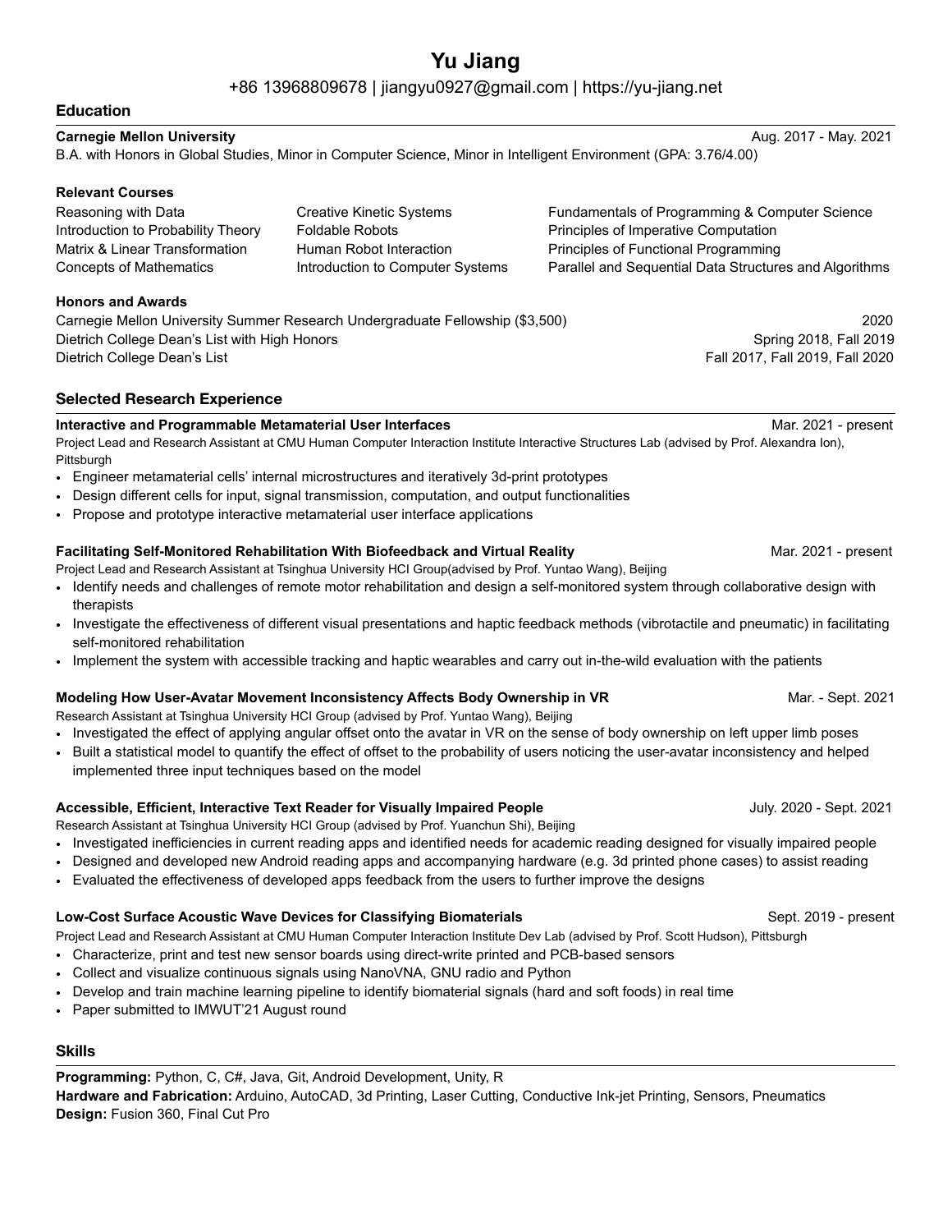# Yu Jiang

+86 13968809678 | jiangyu0927@gmail.com | https://yu-jiang.net

## Education

**Carnegie Mellon University** Aug. 2017 - May. 2021
B.A. with Honors in Global Studies, Minor in Computer Science, Minor in Intelligent Environment (GPA: 3.76/4.00)

### Relevant Courses

Reasoning with Data
Introduction to Probability Theory
Matrix & Linear Transformation
Concepts of Mathematics
Creative Kinetic Systems
Foldable Robots
Human Robot Interaction
Introduction to Computer Systems
Fundamentals of Programming & Computer Science
Principles of Imperative Computation
Principles of Functional Programming
Parallel and Sequential Data Structures and Algorithms

### Honors and Awards

Carnegie Mellon University Summer Research Undergraduate Fellowship ($3,500) 2020
Dietrich College Dean's List with High Honors Spring 2018, Fall 2019
Dietrich College Dean's List Fall 2017, Fall 2019, Fall 2020

## Selected Research Experience

**Interactive and Programmable Metamaterial User Interfaces** Mar. 2021 - present
Project Lead and Research Assistant at CMU Human Computer Interaction Institute Interactive Structures Lab (advised by Prof. Alexandra Ion), Pittsburgh

- Engineer metamaterial cells' internal microstructures and iteratively 3d-print prototypes
- Design different cells for input, signal transmission, computation, and output functionalities
- Propose and prototype interactive metamaterial user interface applications

**Facilitating Self-Monitored Rehabilitation With Biofeedback and Virtual Reality** Mar. 2021 - present
Project Lead and Research Assistant at Tsinghua University HCI Group(advised by Prof. Yuntao Wang), Beijing

- Identify needs and challenges of remote motor rehabilitation and design a self-monitored system through collaborative design with therapists
- Investigate the effectiveness of different visual presentations and haptic feedback methods (vibrotactile and pneumatic) in facilitating self-monitored rehabilitation
- Implement the system with accessible tracking and haptic wearables and carry out in-the-wild evaluation with the patients

**Modeling How User-Avatar Movement Inconsistency Affects Body Ownership in VR** Mar. - Sept. 2021
Research Assistant at Tsinghua University HCI Group (advised by Prof. Yuntao Wang), Beijing

- Investigated the effect of applying angular offset onto the avatar in VR on the sense of body ownership on left upper limb poses
- Built a statistical model to quantify the effect of offset to the probability of users noticing the user-avatar inconsistency and helped implemented three input techniques based on the model

**Accessible, Efficient, Interactive Text Reader for Visually Impaired People** July. 2020 - Sept. 2021
Research Assistant at Tsinghua University HCI Group (advised by Prof. Yuanchun Shi), Beijing

- Investigated inefficiencies in current reading apps and identified needs for academic reading designed for visually impaired people
- Designed and developed new Android reading apps and accompanying hardware (e.g. 3d printed phone cases) to assist reading
- Evaluated the effectiveness of developed apps feedback from the users to further improve the designs

**Low-Cost Surface Acoustic Wave Devices for Classifying Biomaterials** Sept. 2019 - present
Project Lead and Research Assistant at CMU Human Computer Interaction Institute Dev Lab (advised by Prof. Scott Hudson), Pittsburgh

- Characterize, print and test new sensor boards using direct-write printed and PCB-based sensors
- Collect and visualize continuous signals using NanoVNA, GNU radio and Python
- Develop and train machine learning pipeline to identify biomaterial signals (hard and soft foods) in real time
- Paper submitted to IMWUT'21 August round

## Skills

**Programming:** Python, C, C#, Java, Git, Android Development, Unity, R
**Hardware and Fabrication:** Arduino, AutoCAD, 3d Printing, Laser Cutting, Conductive Ink-jet Printing, Sensors, Pneumatics
**Design:** Fusion 360, Final Cut Pro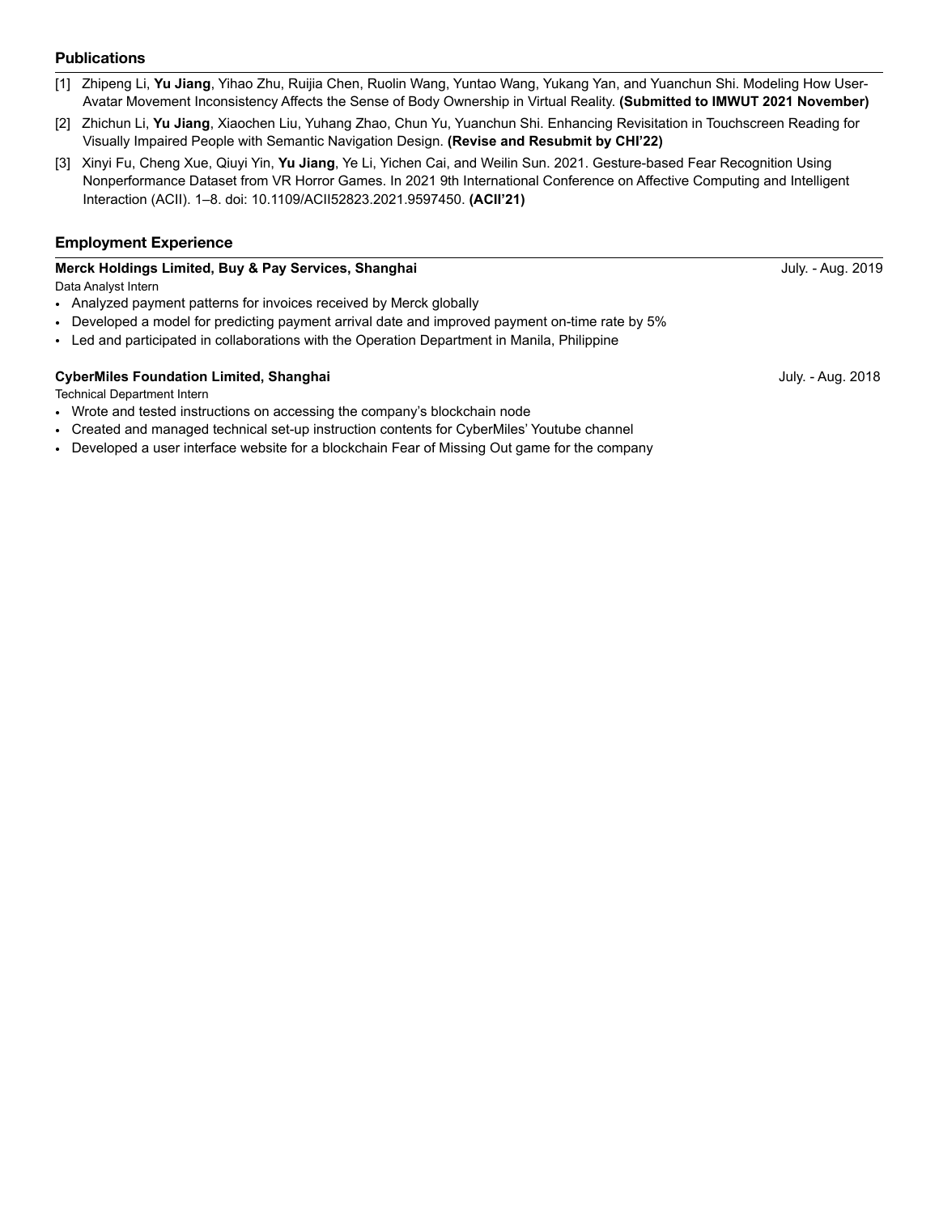## Publications

[1] Zhipeng Li, **Yu Jiang**, Yihao Zhu, Ruijia Chen, Ruolin Wang, Yuntao Wang, Yukang Yan, and Yuanchun Shi. Modeling How User-Avatar Movement Inconsistency Affects the Sense of Body Ownership in Virtual Reality. **(Submitted to IMWUT 2021 November)**

[2] Zhichun Li, **Yu Jiang**, Xiaochen Liu, Yuhang Zhao, Chun Yu, Yuanchun Shi. Enhancing Revisitation in Touchscreen Reading for Visually Impaired People with Semantic Navigation Design. **(Revise and Resubmit by CHI'22)**

[3] Xinyi Fu, Cheng Xue, Qiuyi Yin, **Yu Jiang**, Ye Li, Yichen Cai, and Weilin Sun. 2021. Gesture-based Fear Recognition Using Nonperformance Dataset from VR Horror Games. In 2021 9th International Conference on Affective Computing and Intelligent Interaction (ACII). 1–8. doi: 10.1109/ACII52823.2021.9597450. **(ACII'21)**

## Employment Experience

**Merck Holdings Limited, Buy & Pay Services, Shanghai** July. - Aug. 2019

Data Analyst Intern

- Analyzed payment patterns for invoices received by Merck globally
- Developed a model for predicting payment arrival date and improved payment on-time rate by 5%
- Led and participated in collaborations with the Operation Department in Manila, Philippine

**CyberMiles Foundation Limited, Shanghai** July. - Aug. 2018

Technical Department Intern

- Wrote and tested instructions on accessing the company's blockchain node
- Created and managed technical set-up instruction contents for CyberMiles' Youtube channel
- Developed a user interface website for a blockchain Fear of Missing Out game for the company